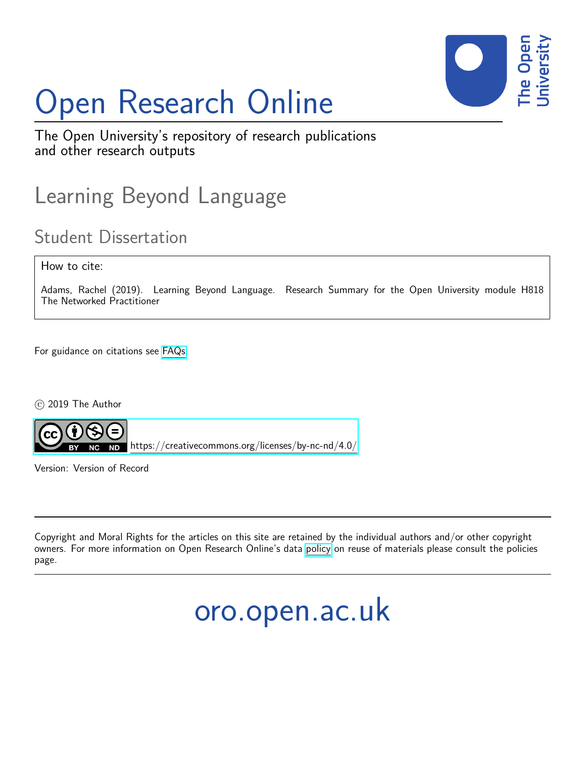# Open Research Online

The Open University's repository of research publications and other research outputs

## Learning Beyond Language

### Student Dissertation

How to cite:

Adams, Rachel (2019). Learning Beyond Language. Research Summary for the Open University module H818 The Networked Practitioner

For guidance on citations see FAQs.

© 2019 The Author

https://creativecommons.org/licenses/by-nc-nd/4.0/

Version: Version of Record

Copyright and Moral Rights for the articles on this site are retained by the individual authors and/or other copyright owners. For more information on Open Research Online's data policy on reuse of materials please consult the policies page.

oro.open.ac.uk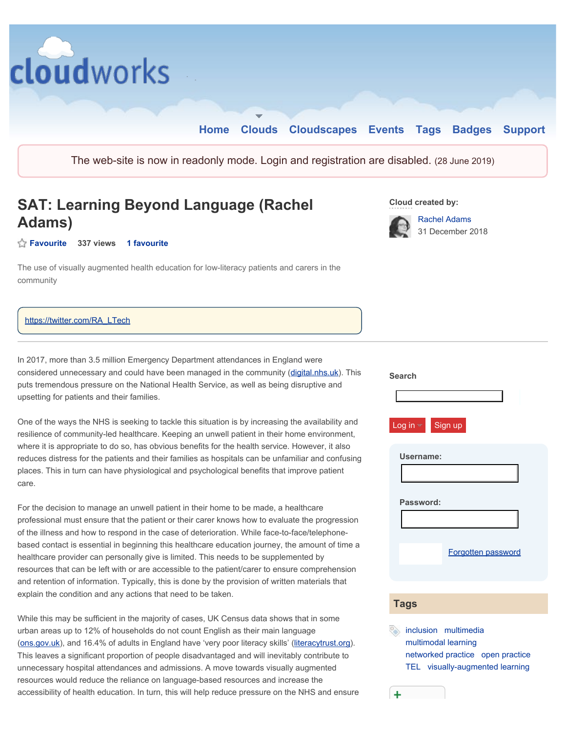The web-site is now in readonly mode. Login and registration are disabled. (28 June 2019)

# SAT: Learning Beyond Language (Rachel Adams)

Favourite 337 views 1 favourite

The use of visually augmented health education for low-literacy patients and carers in the community

https://twitter.com/RA_LTech

**Cloud created by:**

Rachel Adams
31 December 2018

In 2017, more than 3.5 million Emergency Department attendances in England were considered unnecessary and could have been managed in the community (digital.nhs.uk). This puts tremendous pressure on the National Health Service, as well as being disruptive and upsetting for patients and their families.

One of the ways the NHS is seeking to tackle this situation is by increasing the availability and resilience of community-led healthcare. Keeping an unwell patient in their home environment, where it is appropriate to do so, has obvious benefits for the health service. However, it also reduces distress for the patients and their families as hospitals can be unfamiliar and confusing places. This in turn can have physiological and psychological benefits that improve patient care.

For the decision to manage an unwell patient in their home to be made, a healthcare professional must ensure that the patient or their carer knows how to evaluate the progression of the illness and how to respond in the case of deterioration. While face-to-face/telephone-based contact is essential in beginning this healthcare education journey, the amount of time a healthcare provider can personally give is limited. This needs to be supplemented by resources that can be left with or are accessible to the patient/carer to ensure comprehension and retention of information. Typically, this is done by the provision of written materials that explain the condition and any actions that need to be taken.

While this may be sufficient in the majority of cases, UK Census data shows that in some urban areas up to 12% of households do not count English as their main language (ons.gov.uk), and 16.4% of adults in England have 'very poor literacy skills' (literacytrust.org). This leaves a significant proportion of people disadvantaged and will inevitably contribute to unnecessary hospital attendances and admissions. A move towards visually augmented resources would reduce the reliance on language-based resources and increase the accessibility of health education. In turn, this will help reduce pressure on the NHS and ensure

**Search**

Log in Sign up

Username:

Password:

Forgotten password

## Tags

inclusion multimedia multimodal learning networked practice open practice TEL visually-augmented learning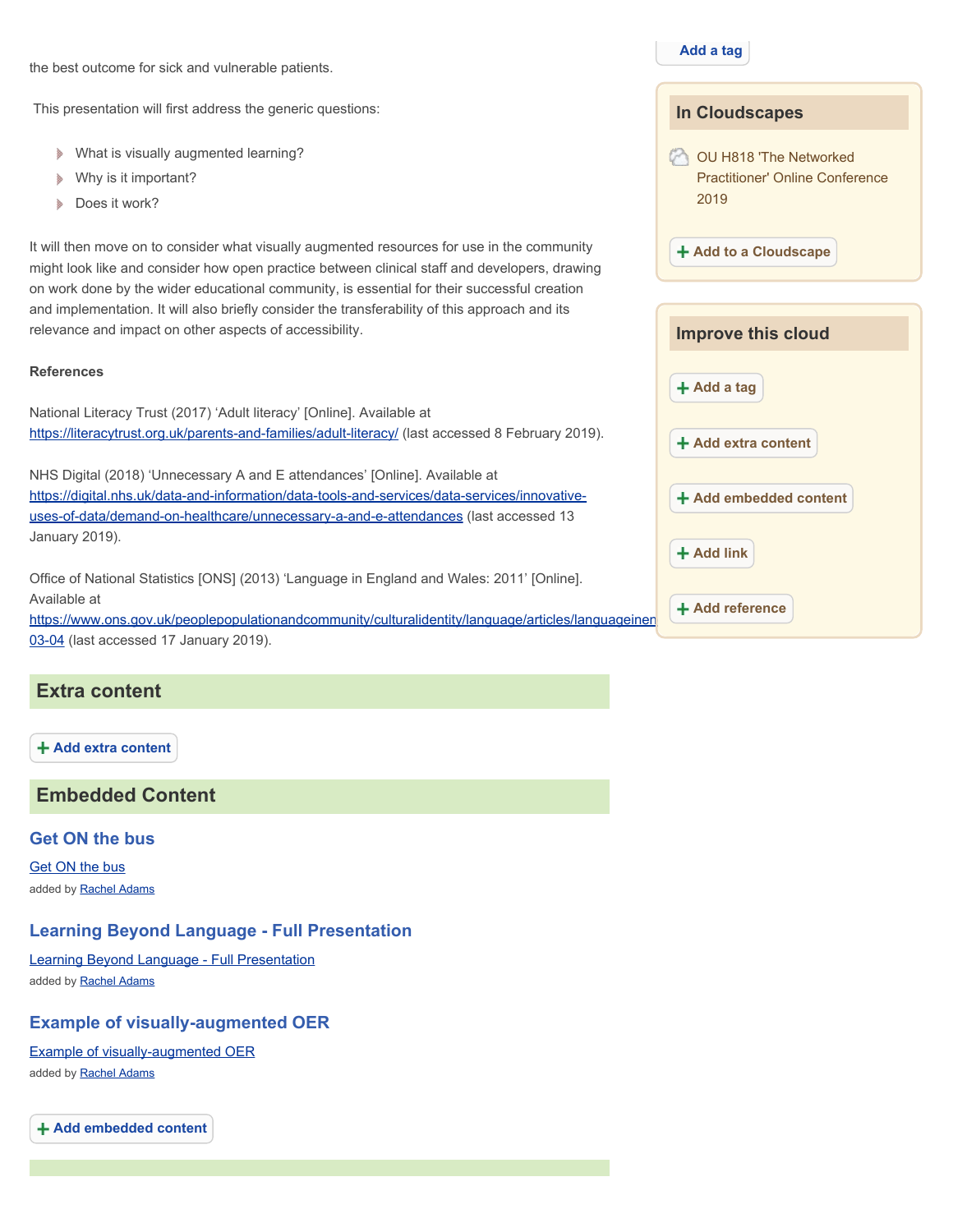the best outcome for sick and vulnerable patients.

This presentation will first address the generic questions:

- What is visually augmented learning?
- Why is it important?
- Does it work?

It will then move on to consider what visually augmented resources for use in the community might look like and consider how open practice between clinical staff and developers, drawing on work done by the wider educational community, is essential for their successful creation and implementation. It will also briefly consider the transferability of this approach and its relevance and impact on other aspects of accessibility.

**References**

National Literacy Trust (2017) 'Adult literacy' [Online]. Available at https://literacytrust.org.uk/parents-and-families/adult-literacy/ (last accessed 8 February 2019).

NHS Digital (2018) 'Unnecessary A and E attendances' [Online]. Available at https://digital.nhs.uk/data-and-information/data-tools-and-services/data-services/innovative-uses-of-data/demand-on-healthcare/unnecessary-a-and-e-attendances (last accessed 13 January 2019).

Office of National Statistics [ONS] (2013) 'Language in England and Wales: 2011' [Online]. Available at https://www.ons.gov.uk/peoplepopulationandcommunity/culturalidentity/language/articles/languageinen 03-04 (last accessed 17 January 2019).

## Extra content

+ Add extra content

## Embedded Content

### Get ON the bus

Get ON the bus

added by Rachel Adams

### Learning Beyond Language - Full Presentation

Learning Beyond Language - Full Presentation

added by Rachel Adams

### Example of visually-augmented OER

Example of visually-augmented OER

added by Rachel Adams

+ Add embedded content

Add a tag

## In Cloudscapes

OU H818 'The Networked Practitioner' Online Conference 2019

+ Add to a Cloudscape

## Improve this cloud

+ Add a tag

+ Add extra content

+ Add embedded content

+ Add link

+ Add reference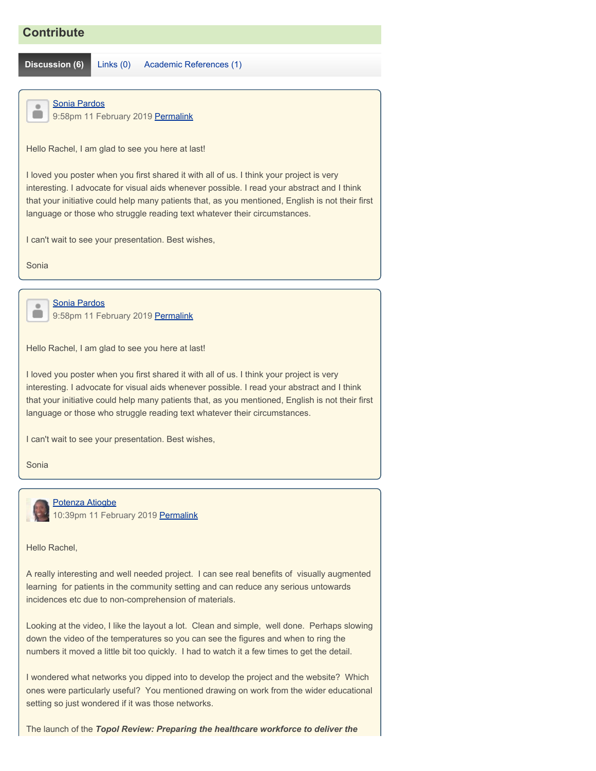## Contribute

**Discussion (6)** Links (0) Academic References (1)

Sonia Pardos
9:58pm 11 February 2019 Permalink

Hello Rachel, I am glad to see you here at last!

I loved you poster when you first shared it with all of us. I think your project is very interesting. I advocate for visual aids whenever possible. I read your abstract and I think that your initiative could help many patients that, as you mentioned, English is not their first language or those who struggle reading text whatever their circumstances.

I can't wait to see your presentation. Best wishes,

Sonia

Sonia Pardos
9:58pm 11 February 2019 Permalink

Hello Rachel, I am glad to see you here at last!

I loved you poster when you first shared it with all of us. I think your project is very interesting. I advocate for visual aids whenever possible. I read your abstract and I think that your initiative could help many patients that, as you mentioned, English is not their first language or those who struggle reading text whatever their circumstances.

I can't wait to see your presentation. Best wishes,

Sonia

Potenza Atiogbe
10:39pm 11 February 2019 Permalink

Hello Rachel,

A really interesting and well needed project. I can see real benefits of visually augmented learning for patients in the community setting and can reduce any serious untowards incidences etc due to non-comprehension of materials.

Looking at the video, I like the layout a lot. Clean and simple, well done. Perhaps slowing down the video of the temperatures so you can see the figures and when to ring the numbers it moved a little bit too quickly. I had to watch it a few times to get the detail.

I wondered what networks you dipped into to develop the project and the website? Which ones were particularly useful? You mentioned drawing on work from the wider educational setting so just wondered if it was those networks.

The launch of the ***Topol Review: Preparing the healthcare workforce to deliver the***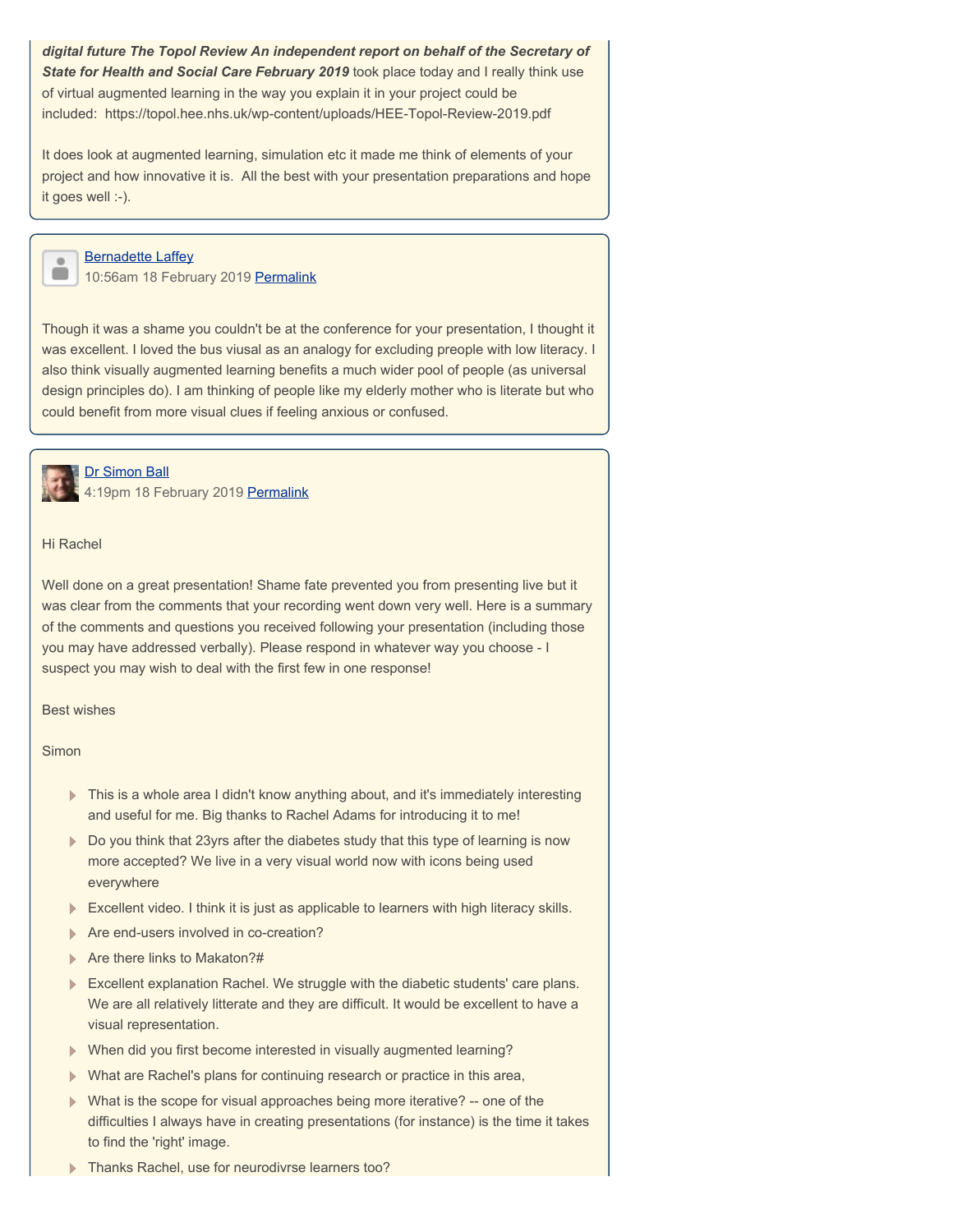***digital future The Topol Review An independent report on behalf of the Secretary of State for Health and Social Care February 2019*** took place today and I really think use of virtual augmented learning in the way you explain it in your project could be included:  https://topol.hee.nhs.uk/wp-content/uploads/HEE-Topol-Review-2019.pdf

It does look at augmented learning, simulation etc it made me think of elements of your project and how innovative it is.  All the best with your presentation preparations and hope it goes well :-).

Bernadette Laffey
10:56am 18 February 2019 Permalink

Though it was a shame you couldn't be at the conference for your presentation, I thought it was excellent. I loved the bus viusal as an analogy for excluding preople with low literacy. I also think visually augmented learning benefits a much wider pool of people (as universal design principles do). I am thinking of people like my elderly mother who is literate but who could benefit from more visual clues if feeling anxious or confused.

Dr Simon Ball
4:19pm 18 February 2019 Permalink

Hi Rachel

Well done on a great presentation! Shame fate prevented you from presenting live but it was clear from the comments that your recording went down very well. Here is a summary of the comments and questions you received following your presentation (including those you may have addressed verbally). Please respond in whatever way you choose - I suspect you may wish to deal with the first few in one response!

Best wishes

Simon

- This is a whole area I didn't know anything about, and it's immediately interesting and useful for me. Big thanks to Rachel Adams for introducing it to me!
- Do you think that 23yrs after the diabetes study that this type of learning is now more accepted? We live in a very visual world now with icons being used everywhere
- Excellent video. I think it is just as applicable to learners with high literacy skills.
- Are end-users involved in co-creation?
- Are there links to Makaton?#
- Excellent explanation Rachel. We struggle with the diabetic students' care plans. We are all relatively litterate and they are difficult. It would be excellent to have a visual representation.
- When did you first become interested in visually augmented learning?
- What are Rachel's plans for continuing research or practice in this area,
- What is the scope for visual approaches being more iterative? -- one of the difficulties I always have in creating presentations (for instance) is the time it takes to find the 'right' image.
- Thanks Rachel, use for neurodivrse learners too?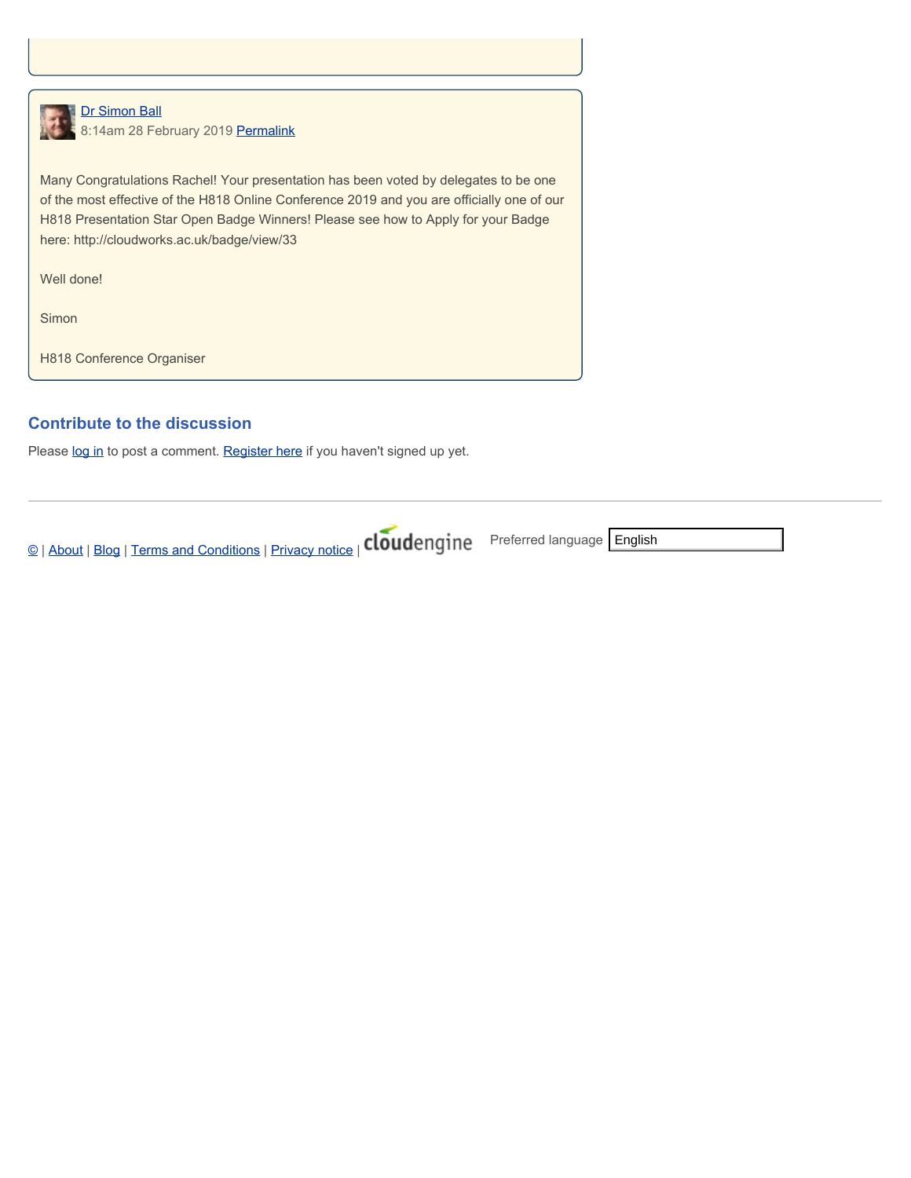Dr Simon Ball
8:14am 28 February 2019 Permalink

Many Congratulations Rachel! Your presentation has been voted by delegates to be one of the most effective of the H818 Online Conference 2019 and you are officially one of our H818 Presentation Star Open Badge Winners! Please see how to Apply for your Badge here: http://cloudworks.ac.uk/badge/view/33

Well done!

Simon

H818 Conference Organiser

## Contribute to the discussion

Please log in to post a comment. Register here if you haven't signed up yet.

© | About | Blog | Terms and Conditions | Privacy notice | cloudengine Preferred language English